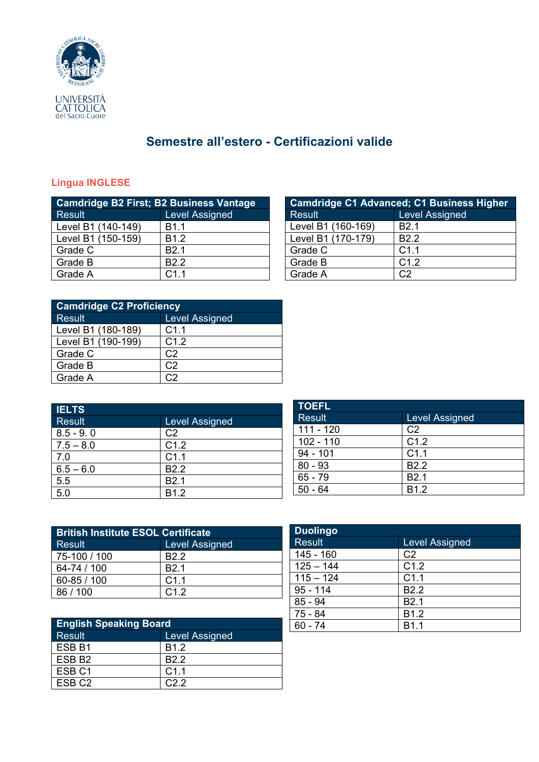UNIVERSITÀ CATTOLICA del Sacro Cuore

# Semestre all'estero - Certificazioni valide

## Lingua INGLESE

| Camdridge B2 First; B2 Business Vantage | |
|---|---|
| Result | Level Assigned |
| Level B1 (140-149) | B1.1 |
| Level B1 (150-159) | B1.2 |
| Grade C | B2.1 |
| Grade B | B2.2 |
| Grade A | C1.1 |

| Camdridge C1 Advanced; C1 Business Higher | |
|---|---|
| Result | Level Assigned |
| Level B1 (160-169) | B2.1 |
| Level B1 (170-179) | B2.2 |
| Grade C | C1.1 |
| Grade B | C1.2 |
| Grade A | C2 |

| Camdridge C2 Proficiency | |
|---|---|
| Result | Level Assigned |
| Level B1 (180-189) | C1.1 |
| Level B1 (190-199) | C1.2 |
| Grade C | C2 |
| Grade B | C2 |
| Grade A | C2 |

| IELTS | |
|---|---|
| Result | Level Assigned |
| 8.5 - 9. 0 | C2 |
| 7.5 – 8.0 | C1.2 |
| 7.0 | C1.1 |
| 6.5 – 6.0 | B2.2 |
| 5.5 | B2.1 |
| 5.0 | B1.2 |

| TOEFL | |
|---|---|
| Result | Level Assigned |
| 111 - 120 | C2 |
| 102 - 110 | C1.2 |
| 94 - 101 | C1.1 |
| 80 - 93 | B2.2 |
| 65 - 79 | B2.1 |
| 50 - 64 | B1.2 |

| British Institute ESOL Certificate | |
|---|---|
| Result | Level Assigned |
| 75-100 / 100 | B2.2 |
| 64-74 / 100 | B2.1 |
| 60-85 / 100 | C1.1 |
| 86 / 100 | C1.2 |

| Duolingo | |
|---|---|
| Result | Level Assigned |
| 145 - 160 | C2 |
| 125 – 144 | C1.2 |
| 115 – 124 | C1.1 |
| 95 - 114 | B2.2 |
| 85 - 94 | B2.1 |
| 75 - 84 | B1.2 |
| 60 - 74 | B1.1 |

| English Speaking Board | |
|---|---|
| Result | Level Assigned |
| ESB B1 | B1.2 |
| ESB B2 | B2.2 |
| ESB C1 | C1.1 |
| ESB C2 | C2.2 |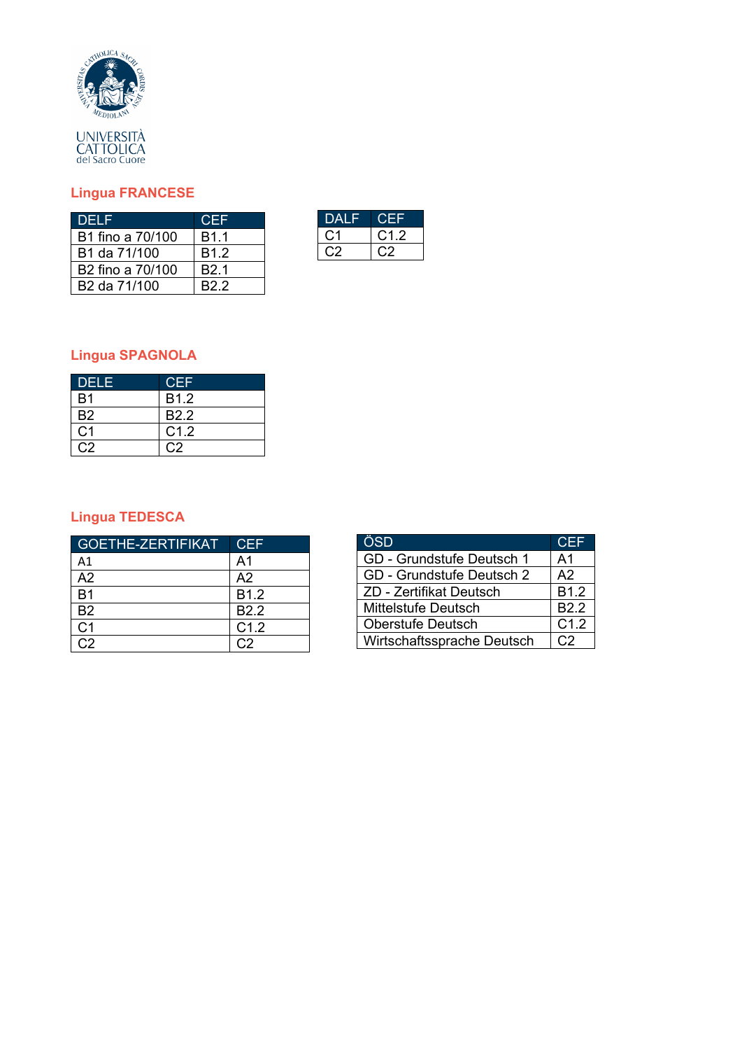## Lingua FRANCESE

| DELF | CEF |
|---|---|
| B1 fino a 70/100 | B1.1 |
| B1 da 71/100 | B1.2 |
| B2 fino a 70/100 | B2.1 |
| B2 da 71/100 | B2.2 |

| DALF | CEF |
|---|---|
| C1 | C1.2 |
| C2 | C2 |

## Lingua SPAGNOLA

| DELE | CEF |
|---|---|
| B1 | B1.2 |
| B2 | B2.2 |
| C1 | C1.2 |
| C2 | C2 |

## Lingua TEDESCA

| GOETHE-ZERTIFIKAT | CEF |
|---|---|
| A1 | A1 |
| A2 | A2 |
| B1 | B1.2 |
| B2 | B2.2 |
| C1 | C1.2 |
| C2 | C2 |

| ÖSD | CEF |
|---|---|
| GD - Grundstufe Deutsch 1 | A1 |
| GD - Grundstufe Deutsch 2 | A2 |
| ZD - Zertifikat Deutsch | B1.2 |
| Mittelstufe Deutsch | B2.2 |
| Oberstufe Deutsch | C1.2 |
| Wirtschaftssprache Deutsch | C2 |